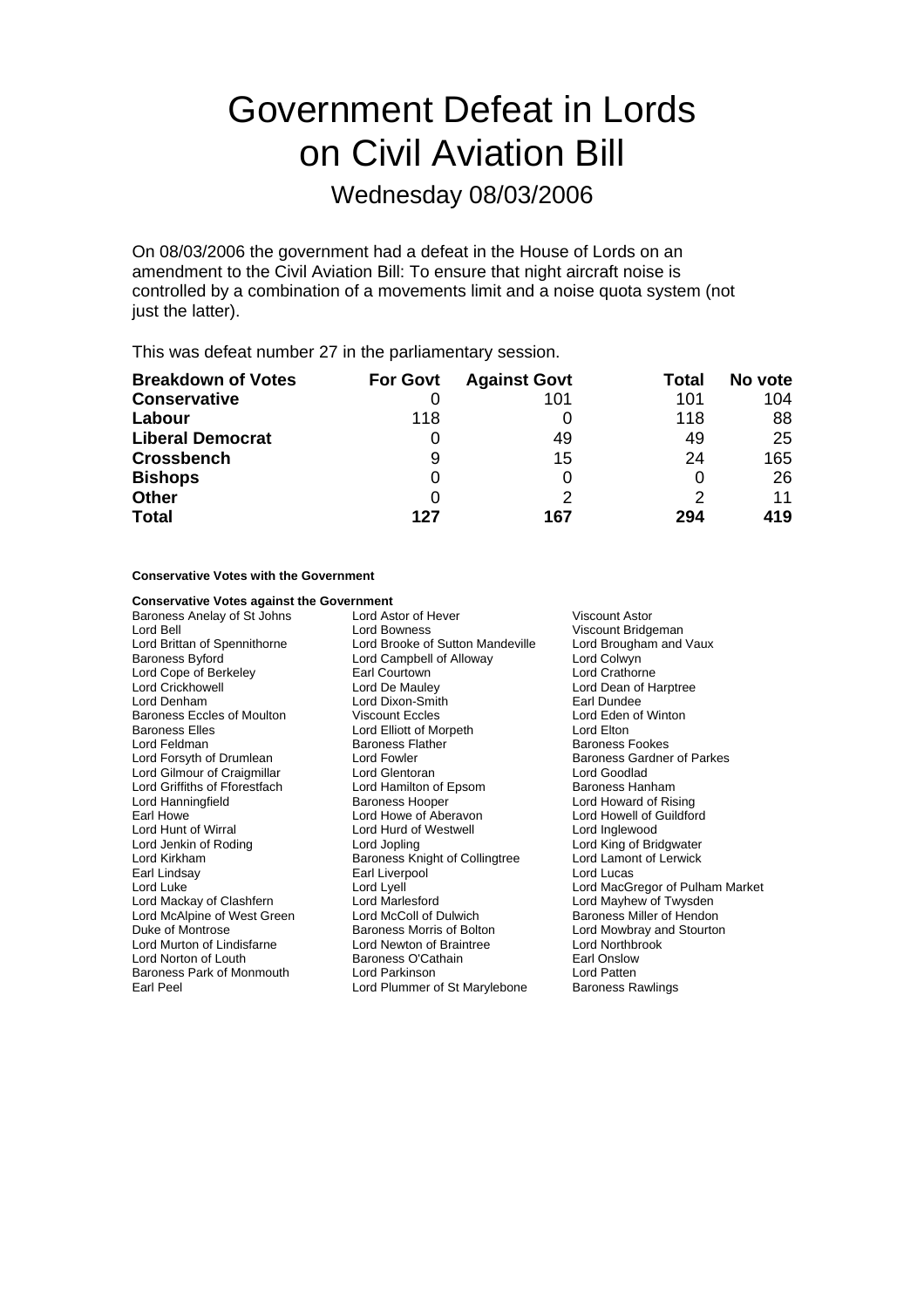# Government Defeat in Lords on Civil Aviation Bill

## Wednesday 08/03/2006

On 08/03/2006 the government had a defeat in the House of Lords on an amendment to the Civil Aviation Bill: To ensure that night aircraft noise is controlled by a combination of a movements limit and a noise quota system (not just the latter).

This was defeat number 27 in the parliamentary session.

| **Breakdown of Votes** | **For Govt** | **Against Govt** | **Total** | **No vote** |
|---|---|---|---|---|
| **Conservative** | 0 | 101 | 101 | 104 |
| **Labour** | 118 | 0 | 118 | 88 |
| **Liberal Democrat** | 0 | 49 | 49 | 25 |
| **Crossbench** | 9 | 15 | 24 | 165 |
| **Bishops** | 0 | 0 | 0 | 26 |
| **Other** | 0 | 2 | 2 | 11 |
| **Total** | **127** | **167** | **294** | **419** |

**Conservative Votes with the Government**

**Conservative Votes against the Government**

Baroness Anelay of St Johns
Lord Astor of Hever
Viscount Astor
Lord Bell
Lord Bowness
Viscount Bridgeman
Lord Brittan of Spennithorne
Lord Brooke of Sutton Mandeville
Lord Brougham and Vaux
Baroness Byford
Lord Campbell of Alloway
Lord Colwyn
Lord Cope of Berkeley
Earl Courtown
Lord Crathorne
Lord Crickhowell
Lord De Mauley
Lord Dean of Harptree
Lord Denham
Lord Dixon-Smith
Earl Dundee
Baroness Eccles of Moulton
Viscount Eccles
Lord Eden of Winton
Baroness Elles
Lord Elliott of Morpeth
Lord Elton
Lord Feldman
Baroness Flather
Baroness Fookes
Lord Forsyth of Drumlean
Lord Fowler
Baroness Gardner of Parkes
Lord Gilmour of Craigmillar
Lord Glentoran
Lord Goodlad
Lord Griffiths of Fforestfach
Lord Hamilton of Epsom
Baroness Hanham
Lord Hanningfield
Baroness Hooper
Lord Howard of Rising
Earl Howe
Lord Howe of Aberavon
Lord Howell of Guildford
Lord Hunt of Wirral
Lord Hurd of Westwell
Lord Inglewood
Lord Jenkin of Roding
Lord Jopling
Lord King of Bridgwater
Lord Kirkham
Baroness Knight of Collingtree
Lord Lamont of Lerwick
Earl Lindsay
Earl Liverpool
Lord Lucas
Lord Luke
Lord Lyell
Lord MacGregor of Pulham Market
Lord Mackay of Clashfern
Lord Marlesford
Lord Mayhew of Twysden
Lord McAlpine of West Green
Lord McColl of Dulwich
Baroness Miller of Hendon
Duke of Montrose
Baroness Morris of Bolton
Lord Mowbray and Stourton
Lord Murton of Lindisfarne
Lord Newton of Braintree
Lord Northbrook
Lord Norton of Louth
Baroness O'Cathain
Earl Onslow
Baroness Park of Monmouth
Lord Parkinson
Lord Patten
Earl Peel
Lord Plummer of St Marylebone
Baroness Rawlings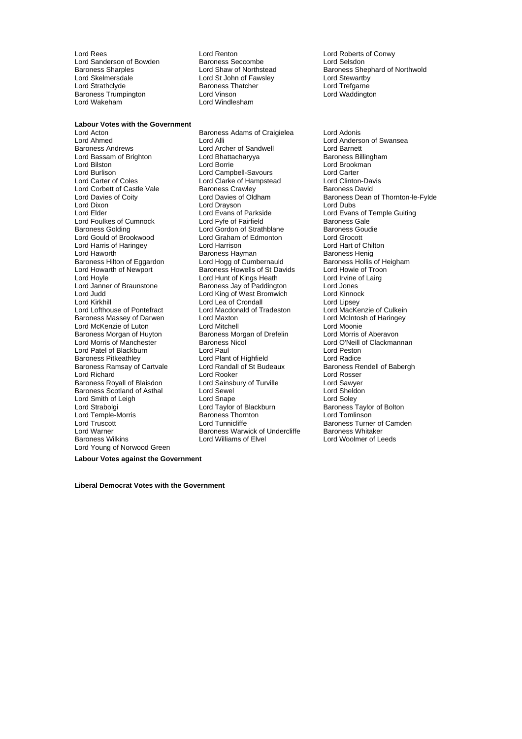Lord Rees
Lord Renton
Lord Roberts of Conwy
Lord Sanderson of Bowden
Baroness Seccombe
Lord Selsdon
Baroness Sharples
Lord Shaw of Northstead
Baroness Shephard of Northwold
Lord Skelmersdale
Lord St John of Fawsley
Lord Stewartby
Lord Strathclyde
Baroness Thatcher
Lord Trefgarne
Baroness Trumpington
Lord Vinson
Lord Waddington
Lord Wakeham
Lord Windlesham

**Labour Votes with the Government**

Lord Acton
Baroness Adams of Craigielea
Lord Adonis
Lord Ahmed
Lord Alli
Lord Anderson of Swansea
Baroness Andrews
Lord Archer of Sandwell
Lord Barnett
Lord Bassam of Brighton
Lord Bhattacharyya
Baroness Billingham
Lord Bilston
Lord Borrie
Lord Brookman
Lord Burlison
Lord Campbell-Savours
Lord Carter
Lord Carter of Coles
Lord Clarke of Hampstead
Lord Clinton-Davis
Lord Corbett of Castle Vale
Baroness Crawley
Baroness David
Lord Davies of Coity
Lord Davies of Oldham
Baroness Dean of Thornton-le-Fylde
Lord Dixon
Lord Drayson
Lord Dubs
Lord Elder
Lord Evans of Parkside
Lord Evans of Temple Guiting
Lord Foulkes of Cumnock
Lord Fyfe of Fairfield
Baroness Gale
Baroness Golding
Lord Gordon of Strathblane
Baroness Goudie
Lord Gould of Brookwood
Lord Graham of Edmonton
Lord Grocott
Lord Harris of Haringey
Lord Harrison
Lord Hart of Chilton
Lord Haworth
Baroness Hayman
Baroness Henig
Baroness Hilton of Eggardon
Lord Hogg of Cumbernauld
Baroness Hollis of Heigham
Lord Howarth of Newport
Baroness Howells of St Davids
Lord Howie of Troon
Lord Hoyle
Lord Hunt of Kings Heath
Lord Irvine of Lairg
Lord Janner of Braunstone
Baroness Jay of Paddington
Lord Jones
Lord Judd
Lord King of West Bromwich
Lord Kinnock
Lord Kirkhill
Lord Lea of Crondall
Lord Lipsey
Lord Lofthouse of Pontefract
Lord Macdonald of Tradeston
Lord MacKenzie of Culkein
Baroness Massey of Darwen
Lord Maxton
Lord McIntosh of Haringey
Lord McKenzie of Luton
Lord Mitchell
Lord Moonie
Baroness Morgan of Huyton
Baroness Morgan of Drefelin
Lord Morris of Aberavon
Lord Morris of Manchester
Baroness Nicol
Lord O'Neill of Clackmannan
Lord Patel of Blackburn
Lord Paul
Lord Peston
Baroness Pitkeathley
Lord Plant of Highfield
Lord Radice
Baroness Ramsay of Cartvale
Lord Randall of St Budeaux
Baroness Rendell of Babergh
Lord Richard
Lord Rooker
Lord Rosser
Baroness Royall of Blaisdon
Lord Sainsbury of Turville
Lord Sawyer
Baroness Scotland of Asthal
Lord Sewel
Lord Sheldon
Lord Smith of Leigh
Lord Snape
Lord Soley
Lord Strabolgi
Lord Taylor of Blackburn
Baroness Taylor of Bolton
Lord Temple-Morris
Baroness Thornton
Lord Tomlinson
Lord Truscott
Lord Tunnicliffe
Baroness Turner of Camden
Lord Warner
Baroness Warwick of Undercliffe
Baroness Whitaker
Baroness Wilkins
Lord Williams of Elvel
Lord Woolmer of Leeds
Lord Young of Norwood Green

**Labour Votes against the Government**

**Liberal Democrat Votes with the Government**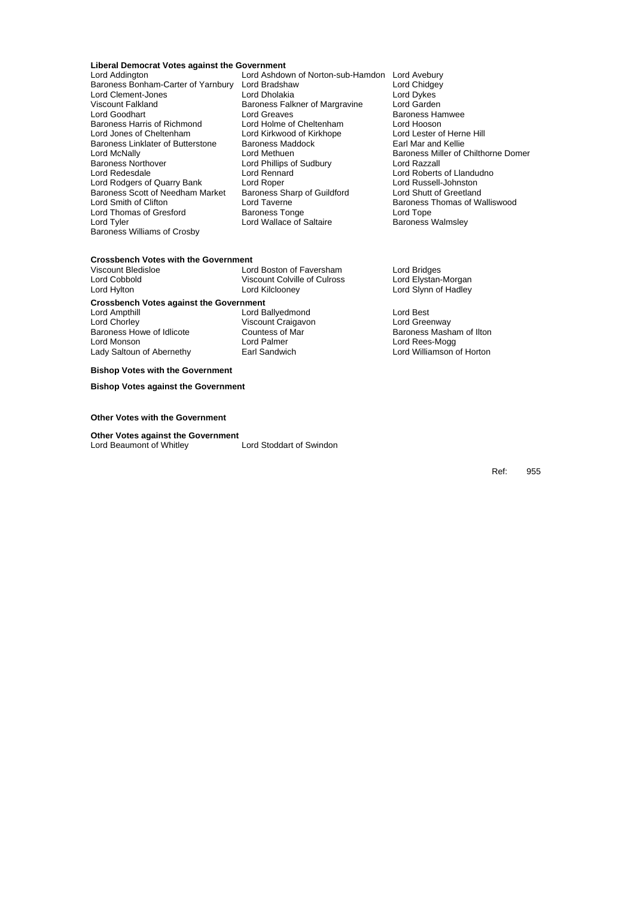**Liberal Democrat Votes against the Government**

Lord Addington
Lord Ashdown of Norton-sub-Hamdon
Lord Avebury
Baroness Bonham-Carter of Yarnbury
Lord Bradshaw
Lord Chidgey
Lord Clement-Jones
Lord Dholakia
Lord Dykes
Viscount Falkland
Baroness Falkner of Margravine
Lord Garden
Lord Goodhart
Lord Greaves
Baroness Hamwee
Baroness Harris of Richmond
Lord Holme of Cheltenham
Lord Hooson
Lord Jones of Cheltenham
Lord Kirkwood of Kirkhope
Lord Lester of Herne Hill
Baroness Linklater of Butterstone
Baroness Maddock
Earl Mar and Kellie
Lord McNally
Lord Methuen
Baroness Miller of Chilthorne Domer
Baroness Northover
Lord Phillips of Sudbury
Lord Razzall
Lord Redesdale
Lord Rennard
Lord Roberts of Llandudno
Lord Rodgers of Quarry Bank
Lord Roper
Lord Russell-Johnston
Baroness Scott of Needham Market
Baroness Sharp of Guildford
Lord Shutt of Greetland
Lord Smith of Clifton
Lord Taverne
Baroness Thomas of Walliswood
Lord Thomas of Gresford
Baroness Tonge
Lord Tope
Lord Tyler
Lord Wallace of Saltaire
Baroness Walmsley
Baroness Williams of Crosby

**Crossbench Votes with the Government**

Viscount Bledisloe
Lord Boston of Faversham
Lord Bridges
Lord Cobbold
Viscount Colville of Culross
Lord Elystan-Morgan
Lord Hylton
Lord Kilclooney
Lord Slynn of Hadley

**Crossbench Votes against the Government**

Lord Ampthill
Lord Ballyedmond
Lord Best
Lord Chorley
Viscount Craigavon
Lord Greenway
Baroness Howe of Idlicote
Countess of Mar
Baroness Masham of Ilton
Lord Monson
Lord Palmer
Lord Rees-Mogg
Lady Saltoun of Abernethy
Earl Sandwich
Lord Williamson of Horton

**Bishop Votes with the Government**

**Bishop Votes against the Government**

**Other Votes with the Government**

**Other Votes against the Government**

Lord Beaumont of Whitley
Lord Stoddart of Swindon

Ref: 955